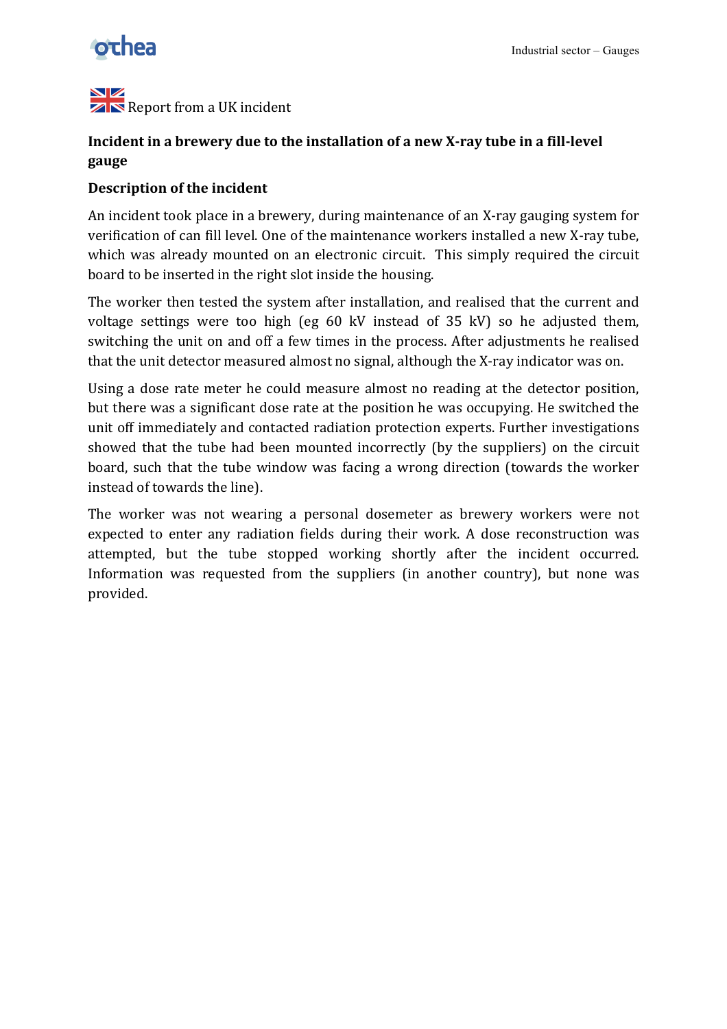Report from a UK incident

## Incident in a brewery due to the installation of a new X-ray tube in a fill-level gauge

### Description of the incident

An incident took place in a brewery, during maintenance of an X-ray gauging system for verification of can fill level. One of the maintenance workers installed a new X-ray tube, which was already mounted on an electronic circuit. This simply required the circuit board to be inserted in the right slot inside the housing.

The worker then tested the system after installation, and realised that the current and voltage settings were too high (eg 60 kV instead of 35 kV) so he adjusted them, switching the unit on and off a few times in the process. After adjustments he realised that the unit detector measured almost no signal, although the X-ray indicator was on.

Using a dose rate meter he could measure almost no reading at the detector position, but there was a significant dose rate at the position he was occupying. He switched the unit off immediately and contacted radiation protection experts. Further investigations showed that the tube had been mounted incorrectly (by the suppliers) on the circuit board, such that the tube window was facing a wrong direction (towards the worker instead of towards the line).

The worker was not wearing a personal dosemeter as brewery workers were not expected to enter any radiation fields during their work. A dose reconstruction was attempted, but the tube stopped working shortly after the incident occurred. Information was requested from the suppliers (in another country), but none was provided.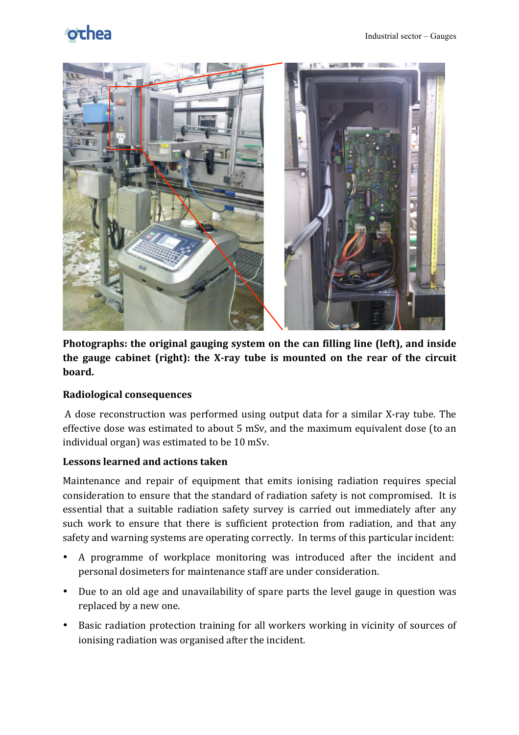**Photographs: the original gauging system on the can filling line (left), and inside the gauge cabinet (right): the X-ray tube is mounted on the rear of the circuit board.**

### Radiological consequences

A dose reconstruction was performed using output data for a similar X-ray tube. The effective dose was estimated to about 5 mSv, and the maximum equivalent dose (to an individual organ) was estimated to be 10 mSv.

### Lessons learned and actions taken

Maintenance and repair of equipment that emits ionising radiation requires special consideration to ensure that the standard of radiation safety is not compromised. It is essential that a suitable radiation safety survey is carried out immediately after any such work to ensure that there is sufficient protection from radiation, and that any safety and warning systems are operating correctly. In terms of this particular incident:

- A programme of workplace monitoring was introduced after the incident and personal dosimeters for maintenance staff are under consideration.
- Due to an old age and unavailability of spare parts the level gauge in question was replaced by a new one.
- Basic radiation protection training for all workers working in vicinity of sources of ionising radiation was organised after the incident.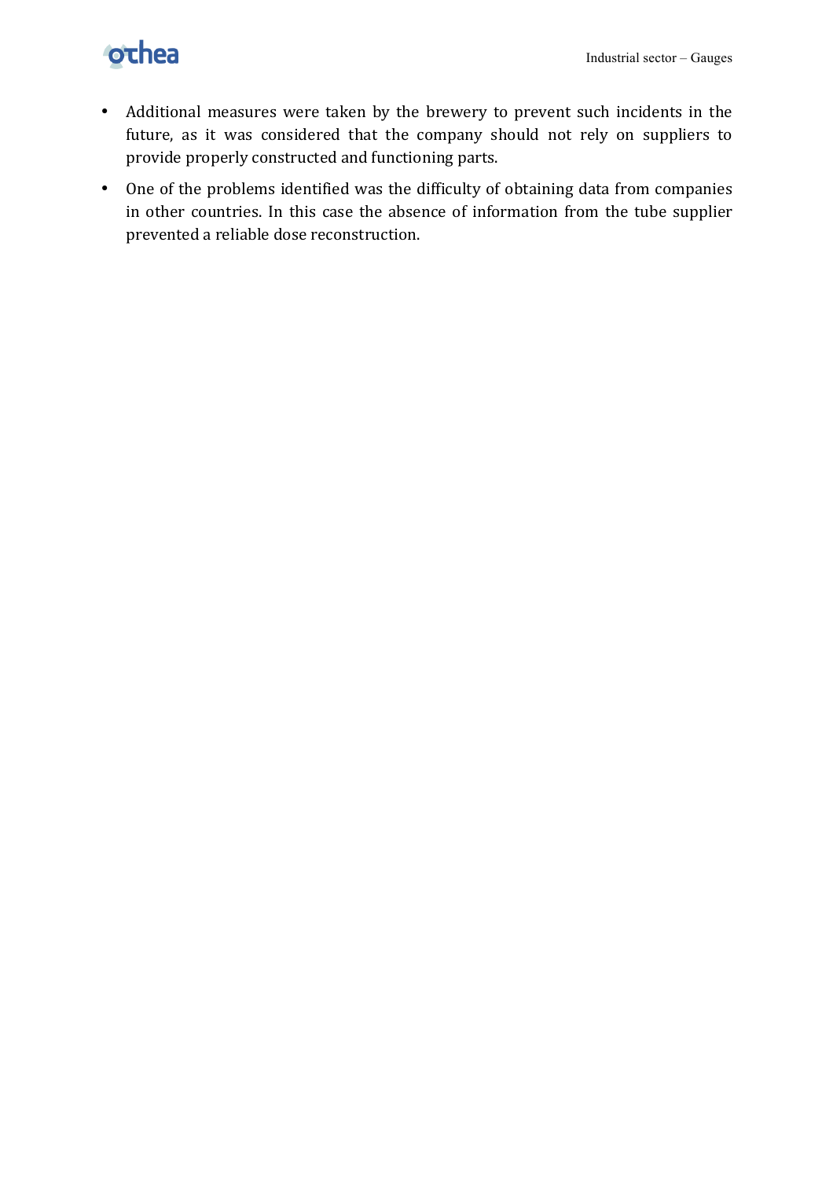- Additional measures were taken by the brewery to prevent such incidents in the future, as it was considered that the company should not rely on suppliers to provide properly constructed and functioning parts.
- One of the problems identified was the difficulty of obtaining data from companies in other countries. In this case the absence of information from the tube supplier prevented a reliable dose reconstruction.